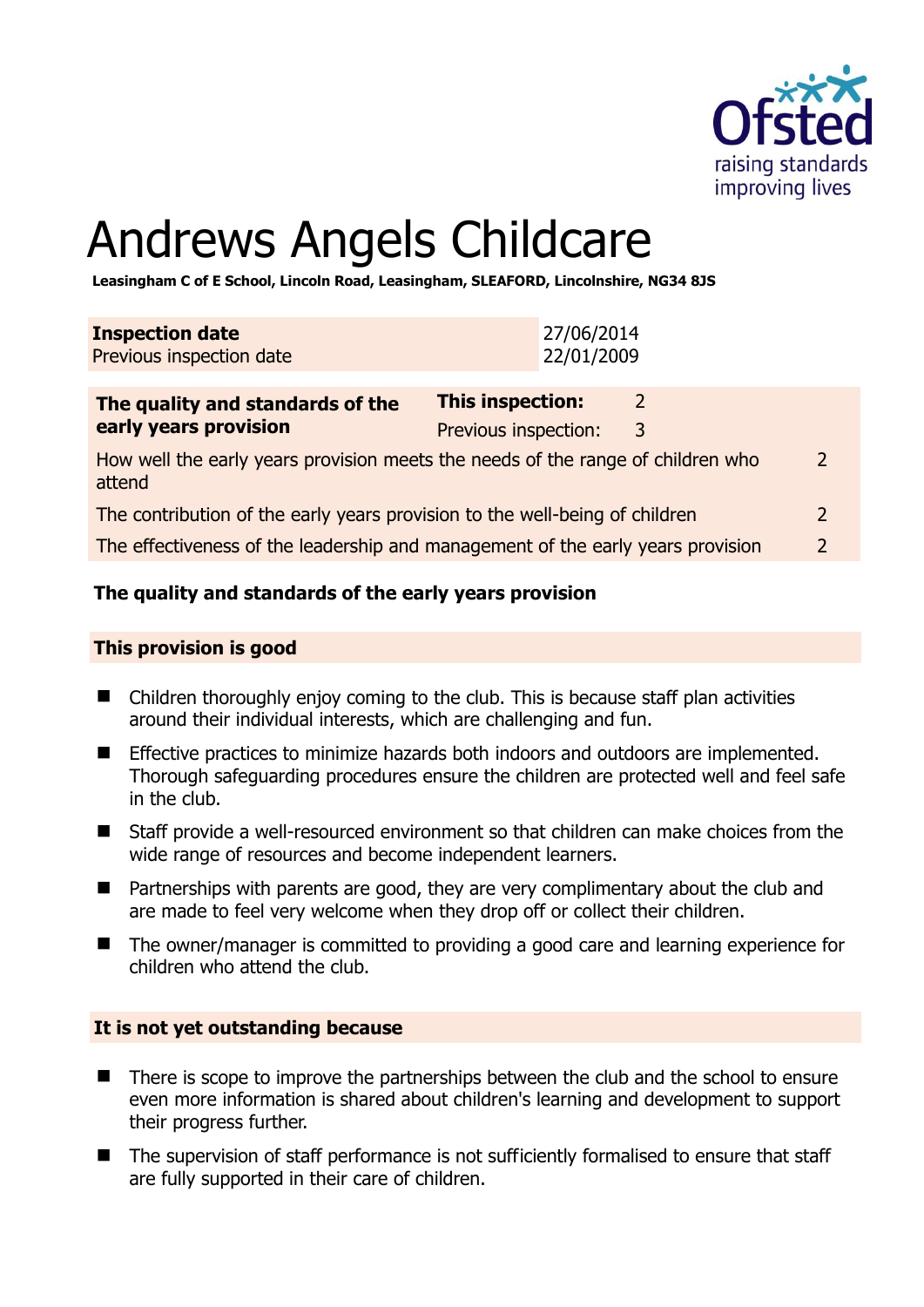# Andrews Angels Childcare

**Leasingham C of E School, Lincoln Road, Leasingham, SLEAFORD, Lincolnshire, NG34 8JS**

| **Inspection date** | 27/06/2014 |
|---|---|
| Previous inspection date | 22/01/2009 |

| **The quality and standards of the early years provision** | **This inspection:** | 2 |
|---|---|---|
| | Previous inspection: | 3 |
| How well the early years provision meets the needs of the range of children who attend | | 2 |
| The contribution of the early years provision to the well-being of children | | 2 |
| The effectiveness of the leadership and management of the early years provision | | 2 |

## The quality and standards of the early years provision

### This provision is good

- Children thoroughly enjoy coming to the club. This is because staff plan activities around their individual interests, which are challenging and fun.
- Effective practices to minimize hazards both indoors and outdoors are implemented. Thorough safeguarding procedures ensure the children are protected well and feel safe in the club.
- Staff provide a well-resourced environment so that children can make choices from the wide range of resources and become independent learners.
- Partnerships with parents are good, they are very complimentary about the club and are made to feel very welcome when they drop off or collect their children.
- The owner/manager is committed to providing a good care and learning experience for children who attend the club.

### It is not yet outstanding because

- There is scope to improve the partnerships between the club and the school to ensure even more information is shared about children's learning and development to support their progress further.
- The supervision of staff performance is not sufficiently formalised to ensure that staff are fully supported in their care of children.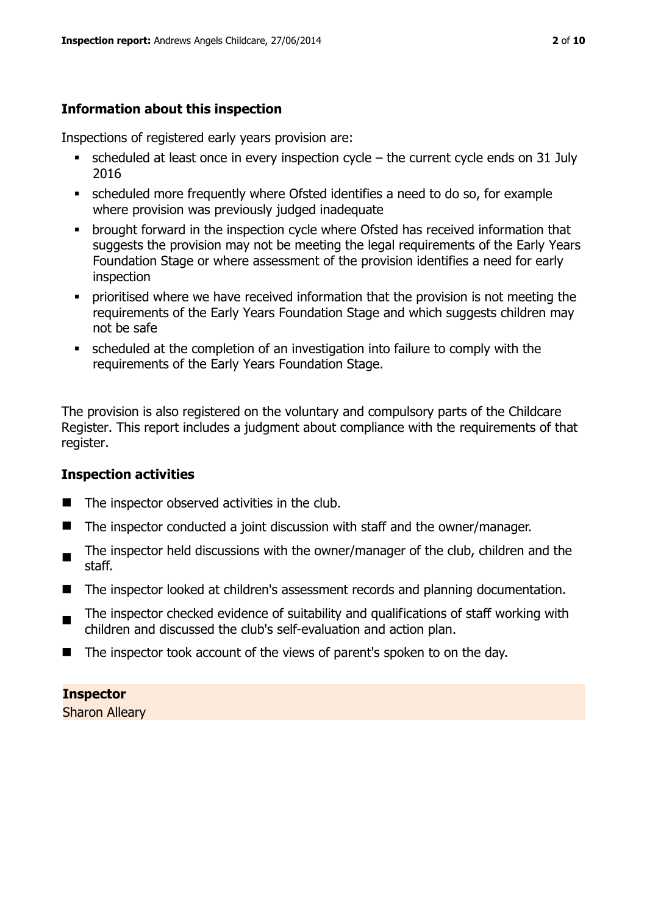## Information about this inspection

Inspections of registered early years provision are:

- scheduled at least once in every inspection cycle – the current cycle ends on 31 July 2016
- scheduled more frequently where Ofsted identifies a need to do so, for example where provision was previously judged inadequate
- brought forward in the inspection cycle where Ofsted has received information that suggests the provision may not be meeting the legal requirements of the Early Years Foundation Stage or where assessment of the provision identifies a need for early inspection
- prioritised where we have received information that the provision is not meeting the requirements of the Early Years Foundation Stage and which suggests children may not be safe
- scheduled at the completion of an investigation into failure to comply with the requirements of the Early Years Foundation Stage.

The provision is also registered on the voluntary and compulsory parts of the Childcare Register. This report includes a judgment about compliance with the requirements of that register.

## Inspection activities

- The inspector observed activities in the club.
- The inspector conducted a joint discussion with staff and the owner/manager.
- The inspector held discussions with the owner/manager of the club, children and the staff.
- The inspector looked at children's assessment records and planning documentation.
- The inspector checked evidence of suitability and qualifications of staff working with children and discussed the club's self-evaluation and action plan.
- The inspector took account of the views of parent's spoken to on the day.

**Inspector**
Sharon Alleary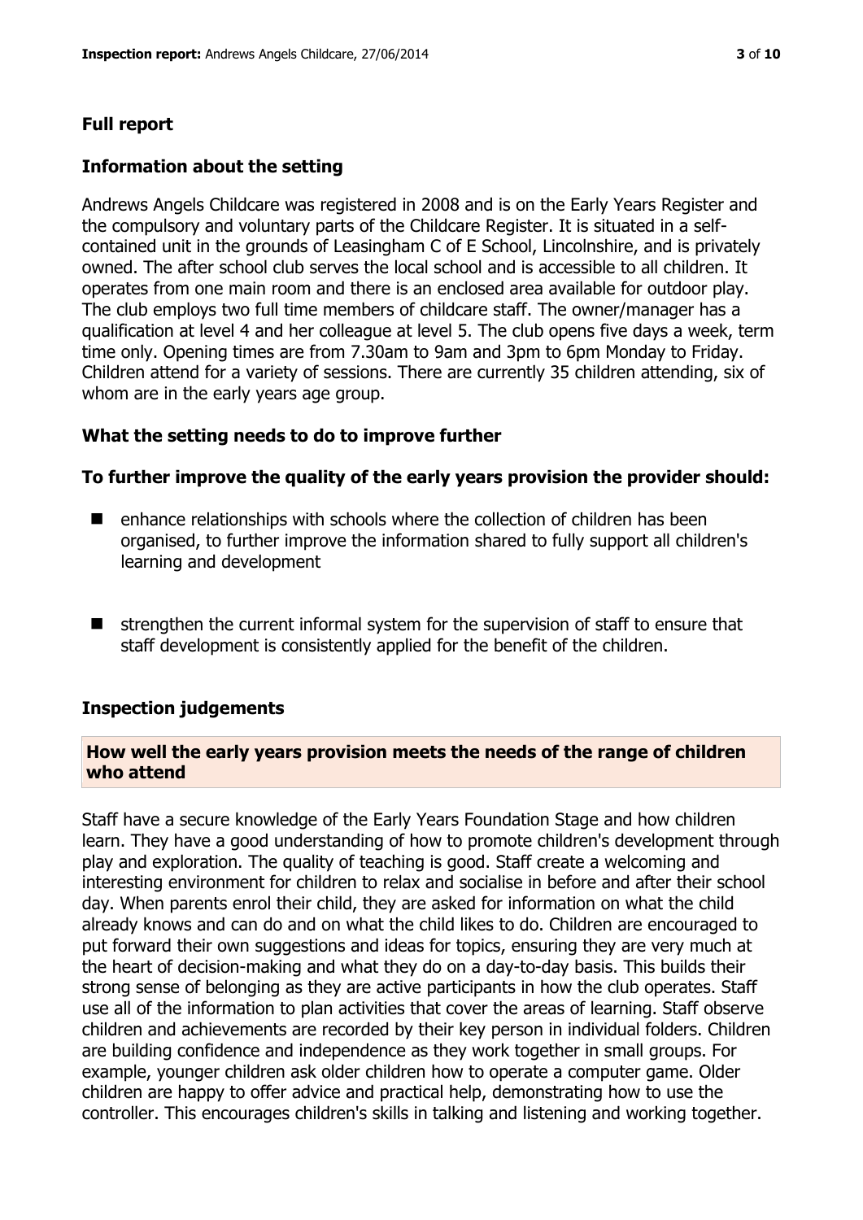## Full report

### Information about the setting

Andrews Angels Childcare was registered in 2008 and is on the Early Years Register and the compulsory and voluntary parts of the Childcare Register. It is situated in a self-contained unit in the grounds of Leasingham C of E School, Lincolnshire, and is privately owned. The after school club serves the local school and is accessible to all children. It operates from one main room and there is an enclosed area available for outdoor play. The club employs two full time members of childcare staff. The owner/manager has a qualification at level 4 and her colleague at level 5. The club opens five days a week, term time only. Opening times are from 7.30am to 9am and 3pm to 6pm Monday to Friday. Children attend for a variety of sessions. There are currently 35 children attending, six of whom are in the early years age group.

### What the setting needs to do to improve further

### To further improve the quality of the early years provision the provider should:

- enhance relationships with schools where the collection of children has been organised, to further improve the information shared to fully support all children's learning and development
- strengthen the current informal system for the supervision of staff to ensure that staff development is consistently applied for the benefit of the children.

### Inspection judgements

#### How well the early years provision meets the needs of the range of children who attend

Staff have a secure knowledge of the Early Years Foundation Stage and how children learn. They have a good understanding of how to promote children's development through play and exploration. The quality of teaching is good. Staff create a welcoming and interesting environment for children to relax and socialise in before and after their school day. When parents enrol their child, they are asked for information on what the child already knows and can do and on what the child likes to do. Children are encouraged to put forward their own suggestions and ideas for topics, ensuring they are very much at the heart of decision-making and what they do on a day-to-day basis. This builds their strong sense of belonging as they are active participants in how the club operates. Staff use all of the information to plan activities that cover the areas of learning. Staff observe children and achievements are recorded by their key person in individual folders. Children are building confidence and independence as they work together in small groups. For example, younger children ask older children how to operate a computer game. Older children are happy to offer advice and practical help, demonstrating how to use the controller. This encourages children's skills in talking and listening and working together.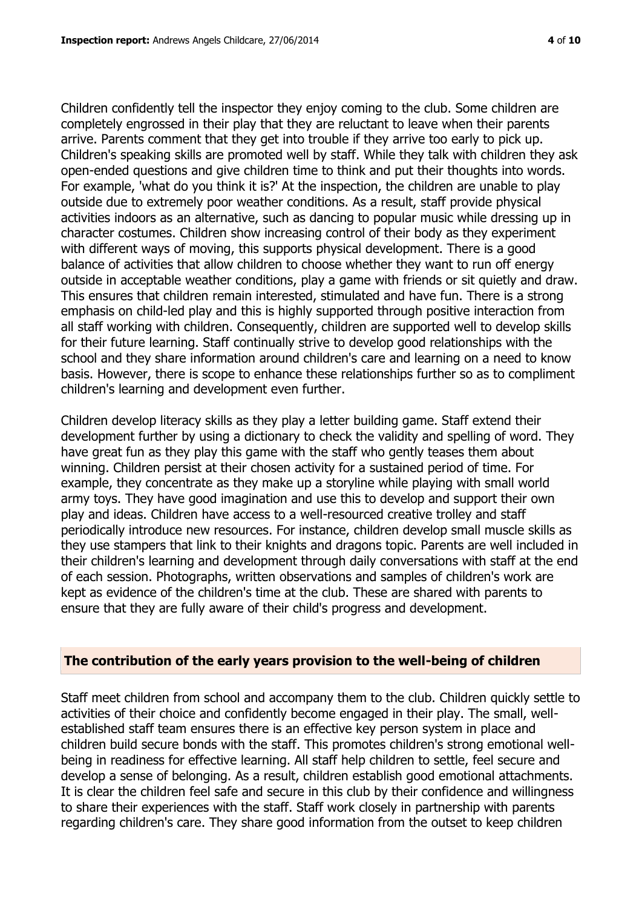Children confidently tell the inspector they enjoy coming to the club. Some children are completely engrossed in their play that they are reluctant to leave when their parents arrive. Parents comment that they get into trouble if they arrive too early to pick up. Children's speaking skills are promoted well by staff. While they talk with children they ask open-ended questions and give children time to think and put their thoughts into words. For example, 'what do you think it is?' At the inspection, the children are unable to play outside due to extremely poor weather conditions. As a result, staff provide physical activities indoors as an alternative, such as dancing to popular music while dressing up in character costumes. Children show increasing control of their body as they experiment with different ways of moving, this supports physical development. There is a good balance of activities that allow children to choose whether they want to run off energy outside in acceptable weather conditions, play a game with friends or sit quietly and draw. This ensures that children remain interested, stimulated and have fun. There is a strong emphasis on child-led play and this is highly supported through positive interaction from all staff working with children. Consequently, children are supported well to develop skills for their future learning. Staff continually strive to develop good relationships with the school and they share information around children's care and learning on a need to know basis. However, there is scope to enhance these relationships further so as to compliment children's learning and development even further.

Children develop literacy skills as they play a letter building game. Staff extend their development further by using a dictionary to check the validity and spelling of word. They have great fun as they play this game with the staff who gently teases them about winning. Children persist at their chosen activity for a sustained period of time. For example, they concentrate as they make up a storyline while playing with small world army toys. They have good imagination and use this to develop and support their own play and ideas. Children have access to a well-resourced creative trolley and staff periodically introduce new resources. For instance, children develop small muscle skills as they use stampers that link to their knights and dragons topic. Parents are well included in their children's learning and development through daily conversations with staff at the end of each session. Photographs, written observations and samples of children's work are kept as evidence of the children's time at the club. These are shared with parents to ensure that they are fully aware of their child's progress and development.

## The contribution of the early years provision to the well-being of children

Staff meet children from school and accompany them to the club. Children quickly settle to activities of their choice and confidently become engaged in their play. The small, well-established staff team ensures there is an effective key person system in place and children build secure bonds with the staff. This promotes children's strong emotional well-being in readiness for effective learning. All staff help children to settle, feel secure and develop a sense of belonging. As a result, children establish good emotional attachments. It is clear the children feel safe and secure in this club by their confidence and willingness to share their experiences with the staff. Staff work closely in partnership with parents regarding children's care. They share good information from the outset to keep children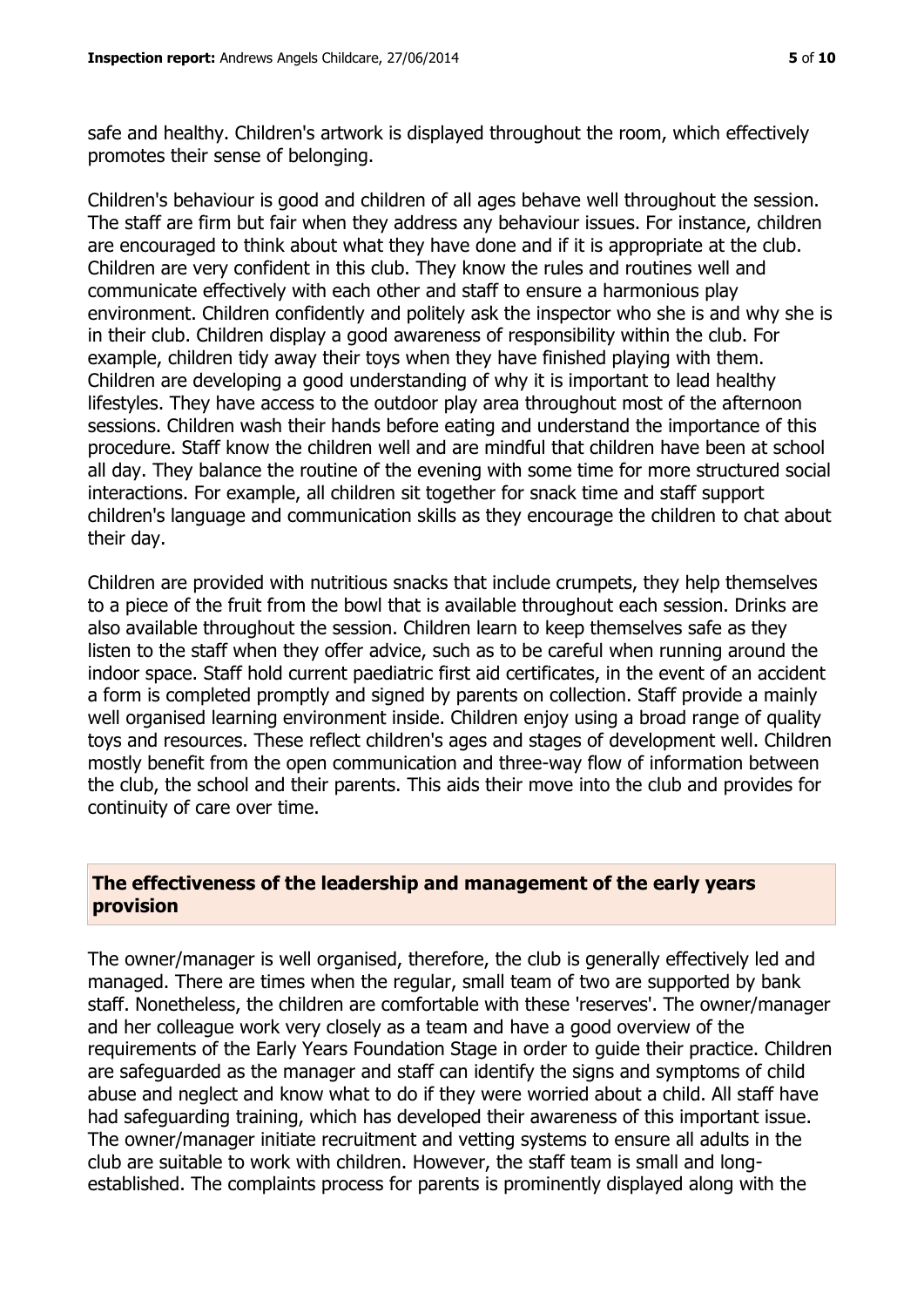safe and healthy. Children's artwork is displayed throughout the room, which effectively promotes their sense of belonging.

Children's behaviour is good and children of all ages behave well throughout the session. The staff are firm but fair when they address any behaviour issues. For instance, children are encouraged to think about what they have done and if it is appropriate at the club. Children are very confident in this club. They know the rules and routines well and communicate effectively with each other and staff to ensure a harmonious play environment. Children confidently and politely ask the inspector who she is and why she is in their club. Children display a good awareness of responsibility within the club. For example, children tidy away their toys when they have finished playing with them. Children are developing a good understanding of why it is important to lead healthy lifestyles. They have access to the outdoor play area throughout most of the afternoon sessions. Children wash their hands before eating and understand the importance of this procedure. Staff know the children well and are mindful that children have been at school all day. They balance the routine of the evening with some time for more structured social interactions. For example, all children sit together for snack time and staff support children's language and communication skills as they encourage the children to chat about their day.

Children are provided with nutritious snacks that include crumpets, they help themselves to a piece of the fruit from the bowl that is available throughout each session. Drinks are also available throughout the session. Children learn to keep themselves safe as they listen to the staff when they offer advice, such as to be careful when running around the indoor space. Staff hold current paediatric first aid certificates, in the event of an accident a form is completed promptly and signed by parents on collection. Staff provide a mainly well organised learning environment inside. Children enjoy using a broad range of quality toys and resources. These reflect children's ages and stages of development well. Children mostly benefit from the open communication and three-way flow of information between the club, the school and their parents. This aids their move into the club and provides for continuity of care over time.

## The effectiveness of the leadership and management of the early years provision

The owner/manager is well organised, therefore, the club is generally effectively led and managed. There are times when the regular, small team of two are supported by bank staff. Nonetheless, the children are comfortable with these 'reserves'. The owner/manager and her colleague work very closely as a team and have a good overview of the requirements of the Early Years Foundation Stage in order to guide their practice. Children are safeguarded as the manager and staff can identify the signs and symptoms of child abuse and neglect and know what to do if they were worried about a child. All staff have had safeguarding training, which has developed their awareness of this important issue. The owner/manager initiate recruitment and vetting systems to ensure all adults in the club are suitable to work with children. However, the staff team is small and long-established. The complaints process for parents is prominently displayed along with the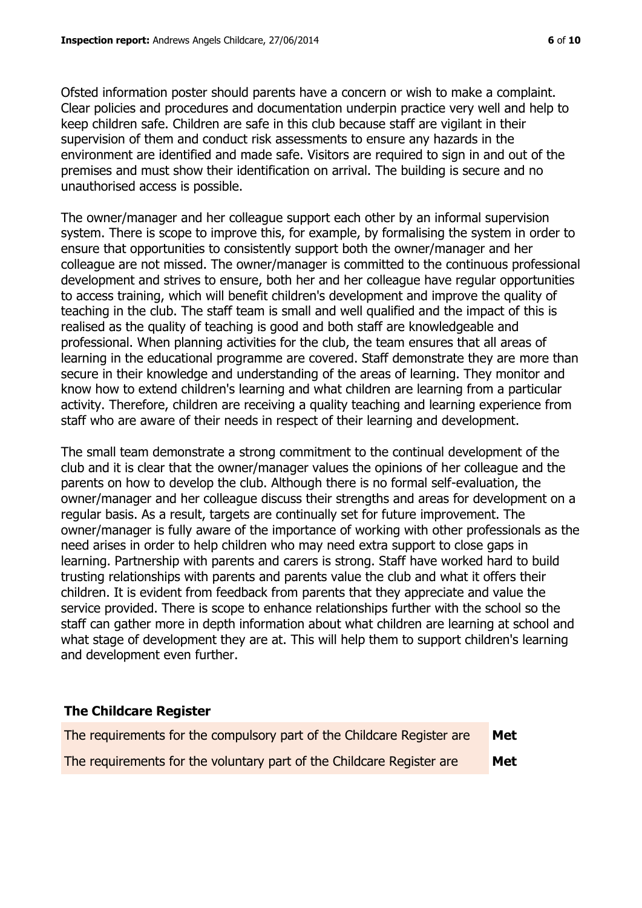Ofsted information poster should parents have a concern or wish to make a complaint. Clear policies and procedures and documentation underpin practice very well and help to keep children safe. Children are safe in this club because staff are vigilant in their supervision of them and conduct risk assessments to ensure any hazards in the environment are identified and made safe. Visitors are required to sign in and out of the premises and must show their identification on arrival. The building is secure and no unauthorised access is possible.

The owner/manager and her colleague support each other by an informal supervision system. There is scope to improve this, for example, by formalising the system in order to ensure that opportunities to consistently support both the owner/manager and her colleague are not missed. The owner/manager is committed to the continuous professional development and strives to ensure, both her and her colleague have regular opportunities to access training, which will benefit children's development and improve the quality of teaching in the club. The staff team is small and well qualified and the impact of this is realised as the quality of teaching is good and both staff are knowledgeable and professional. When planning activities for the club, the team ensures that all areas of learning in the educational programme are covered. Staff demonstrate they are more than secure in their knowledge and understanding of the areas of learning. They monitor and know how to extend children's learning and what children are learning from a particular activity. Therefore, children are receiving a quality teaching and learning experience from staff who are aware of their needs in respect of their learning and development.

The small team demonstrate a strong commitment to the continual development of the club and it is clear that the owner/manager values the opinions of her colleague and the parents on how to develop the club. Although there is no formal self-evaluation, the owner/manager and her colleague discuss their strengths and areas for development on a regular basis. As a result, targets are continually set for future improvement. The owner/manager is fully aware of the importance of working with other professionals as the need arises in order to help children who may need extra support to close gaps in learning. Partnership with parents and carers is strong. Staff have worked hard to build trusting relationships with parents and parents value the club and what it offers their children. It is evident from feedback from parents that they appreciate and value the service provided. There is scope to enhance relationships further with the school so the staff can gather more in depth information about what children are learning at school and what stage of development they are at. This will help them to support children's learning and development even further.

### The Childcare Register

| | |
|---|---|
| The requirements for the compulsory part of the Childcare Register are | **Met** |
| The requirements for the voluntary part of the Childcare Register are | **Met** |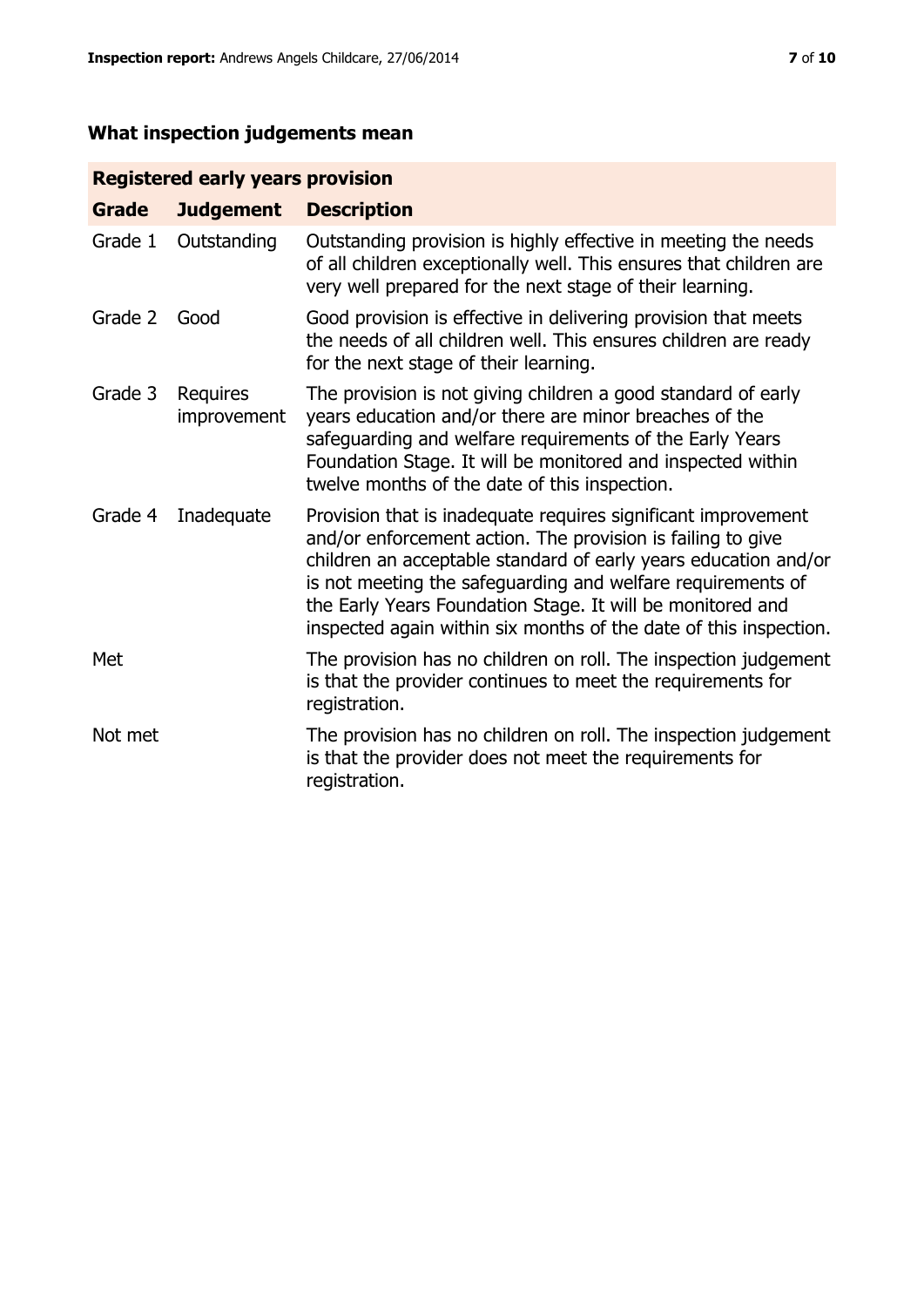## What inspection judgements mean

| Registered early years provision | | |
|---|---|---|
| **Grade** | **Judgement** | **Description** |
| Grade 1 | Outstanding | Outstanding provision is highly effective in meeting the needs of all children exceptionally well. This ensures that children are very well prepared for the next stage of their learning. |
| Grade 2 | Good | Good provision is effective in delivering provision that meets the needs of all children well. This ensures children are ready for the next stage of their learning. |
| Grade 3 | Requires improvement | The provision is not giving children a good standard of early years education and/or there are minor breaches of the safeguarding and welfare requirements of the Early Years Foundation Stage. It will be monitored and inspected within twelve months of the date of this inspection. |
| Grade 4 | Inadequate | Provision that is inadequate requires significant improvement and/or enforcement action. The provision is failing to give children an acceptable standard of early years education and/or is not meeting the safeguarding and welfare requirements of the Early Years Foundation Stage. It will be monitored and inspected again within six months of the date of this inspection. |
| Met | | The provision has no children on roll. The inspection judgement is that the provider continues to meet the requirements for registration. |
| Not met | | The provision has no children on roll. The inspection judgement is that the provider does not meet the requirements for registration. |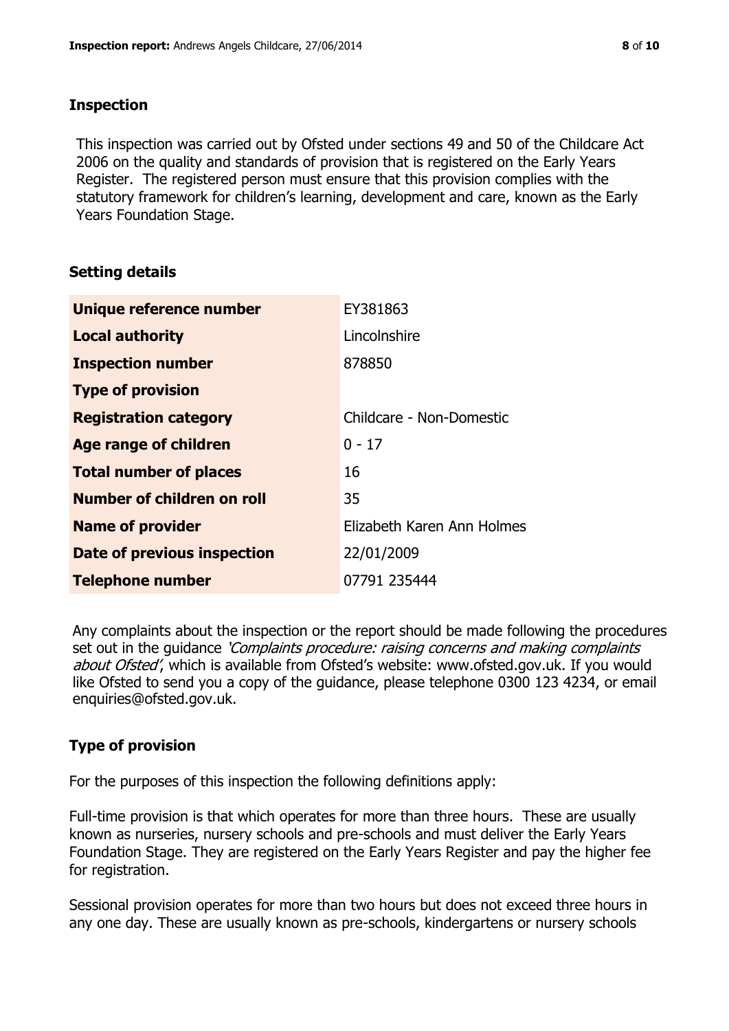## Inspection

This inspection was carried out by Ofsted under sections 49 and 50 of the Childcare Act 2006 on the quality and standards of provision that is registered on the Early Years Register. The registered person must ensure that this provision complies with the statutory framework for children's learning, development and care, known as the Early Years Foundation Stage.

## Setting details

| | |
|---|---|
| **Unique reference number** | EY381863 |
| **Local authority** | Lincolnshire |
| **Inspection number** | 878850 |
| **Type of provision** | |
| **Registration category** | Childcare - Non-Domestic |
| **Age range of children** | 0 - 17 |
| **Total number of places** | 16 |
| **Number of children on roll** | 35 |
| **Name of provider** | Elizabeth Karen Ann Holmes |
| **Date of previous inspection** | 22/01/2009 |
| **Telephone number** | 07791 235444 |

Any complaints about the inspection or the report should be made following the procedures set out in the guidance *'Complaints procedure: raising concerns and making complaints about Ofsted'*, which is available from Ofsted's website: www.ofsted.gov.uk. If you would like Ofsted to send you a copy of the guidance, please telephone 0300 123 4234, or email enquiries@ofsted.gov.uk.

## Type of provision

For the purposes of this inspection the following definitions apply:

Full-time provision is that which operates for more than three hours. These are usually known as nurseries, nursery schools and pre-schools and must deliver the Early Years Foundation Stage. They are registered on the Early Years Register and pay the higher fee for registration.

Sessional provision operates for more than two hours but does not exceed three hours in any one day. These are usually known as pre-schools, kindergartens or nursery schools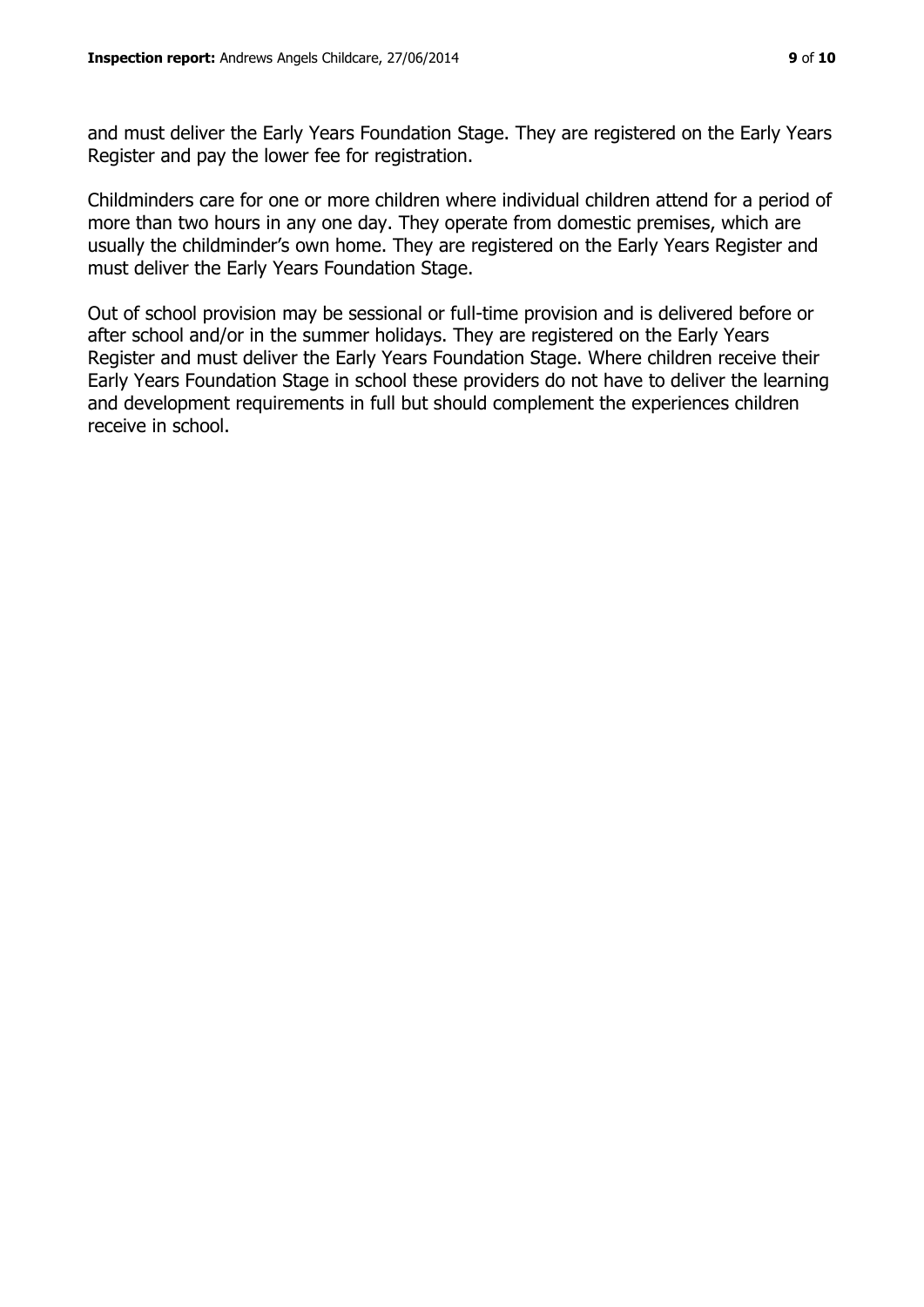and must deliver the Early Years Foundation Stage. They are registered on the Early Years Register and pay the lower fee for registration.

Childminders care for one or more children where individual children attend for a period of more than two hours in any one day. They operate from domestic premises, which are usually the childminder's own home. They are registered on the Early Years Register and must deliver the Early Years Foundation Stage.

Out of school provision may be sessional or full-time provision and is delivered before or after school and/or in the summer holidays. They are registered on the Early Years Register and must deliver the Early Years Foundation Stage. Where children receive their Early Years Foundation Stage in school these providers do not have to deliver the learning and development requirements in full but should complement the experiences children receive in school.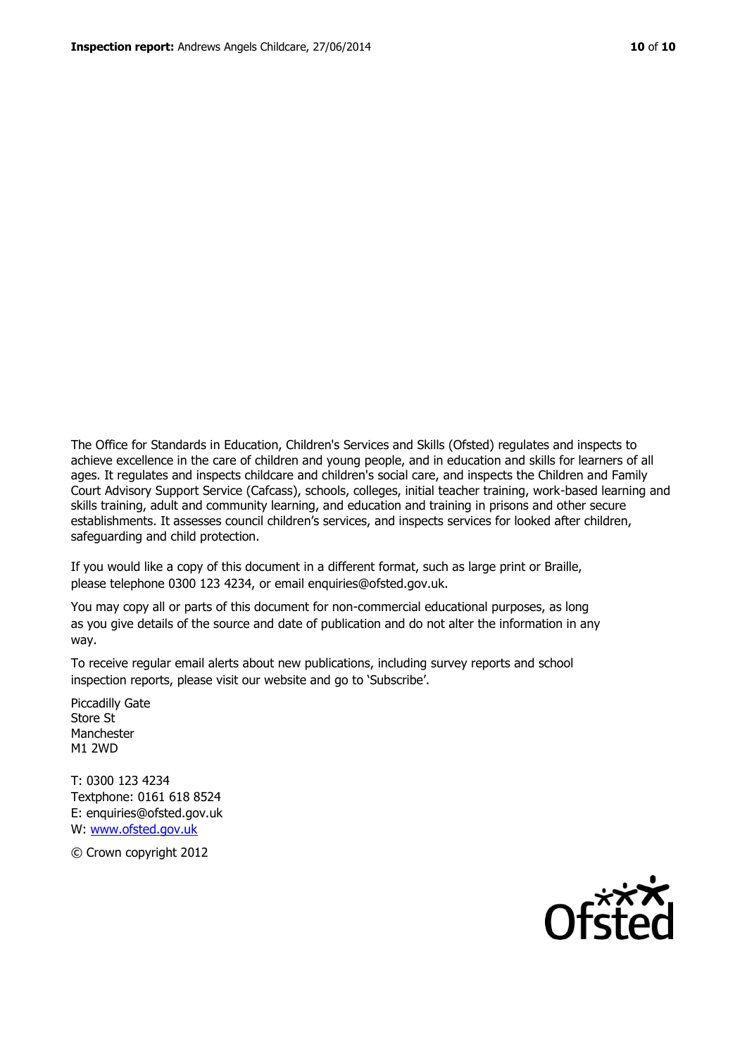The Office for Standards in Education, Children's Services and Skills (Ofsted) regulates and inspects to achieve excellence in the care of children and young people, and in education and skills for learners of all ages. It regulates and inspects childcare and children's social care, and inspects the Children and Family Court Advisory Support Service (Cafcass), schools, colleges, initial teacher training, work-based learning and skills training, adult and community learning, and education and training in prisons and other secure establishments. It assesses council children's services, and inspects services for looked after children, safeguarding and child protection.

If you would like a copy of this document in a different format, such as large print or Braille, please telephone 0300 123 4234, or email enquiries@ofsted.gov.uk.

You may copy all or parts of this document for non-commercial educational purposes, as long as you give details of the source and date of publication and do not alter the information in any way.

To receive regular email alerts about new publications, including survey reports and school inspection reports, please visit our website and go to 'Subscribe'.

Piccadilly Gate
Store St
Manchester
M1 2WD

T: 0300 123 4234
Textphone: 0161 618 8524
E: enquiries@ofsted.gov.uk
W: www.ofsted.gov.uk

© Crown copyright 2012

Ofsted